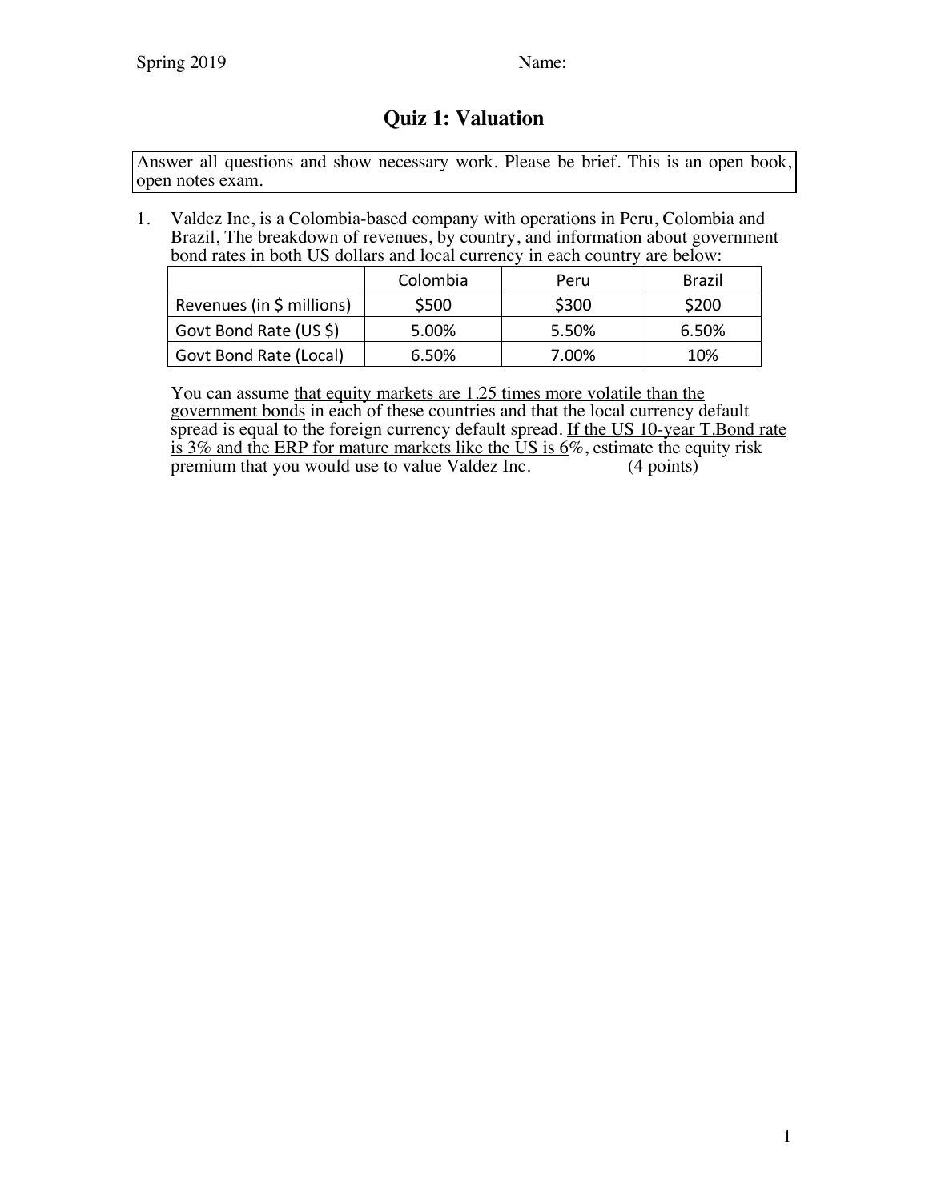Spring 2019 Name:

# Quiz 1: Valuation

Answer all questions and show necessary work. Please be brief. This is an open book, open notes exam.

1. Valdez Inc, is a Colombia-based company with operations in Peru, Colombia and Brazil, The breakdown of revenues, by country, and information about government bond rates in both US dollars and local currency in each country are below:

| | Colombia | Peru | Brazil |
|---|---|---|---|
| Revenues (in $ millions) | $500 | $300 | $200 |
| Govt Bond Rate (US $) | 5.00% | 5.50% | 6.50% |
| Govt Bond Rate (Local) | 6.50% | 7.00% | 10% |

You can assume that equity markets are 1.25 times more volatile than the government bonds in each of these countries and that the local currency default spread is equal to the foreign currency default spread. If the US 10-year T.Bond rate is 3% and the ERP for mature markets like the US is 6%, estimate the equity risk premium that you would use to value Valdez Inc. (4 points)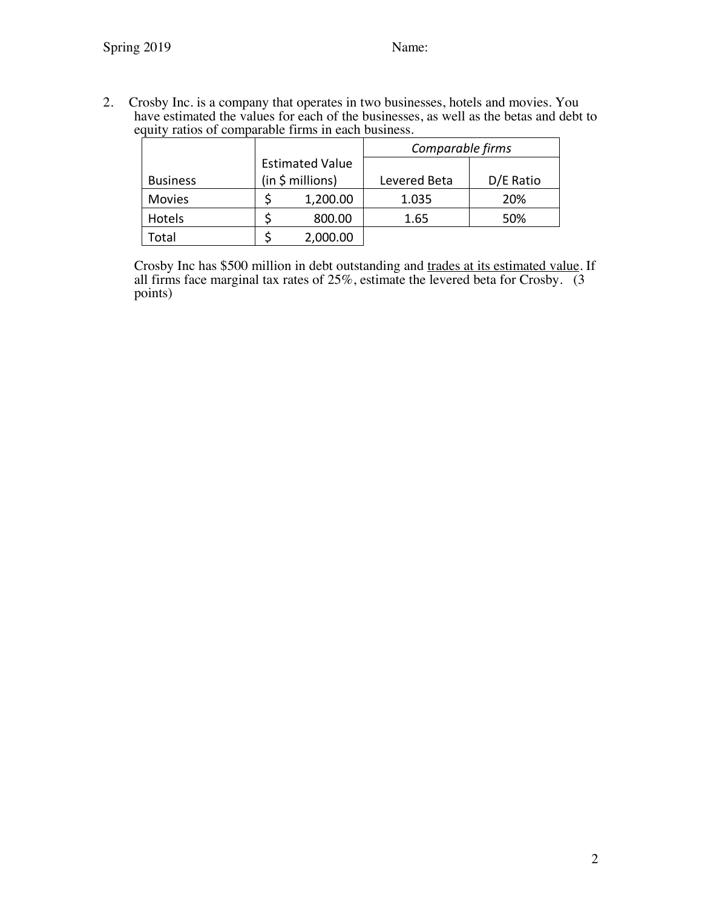2. Crosby Inc. is a company that operates in two businesses, hotels and movies. You have estimated the values for each of the businesses, as well as the betas and debt to equity ratios of comparable firms in each business.

| Business | Estimated Value (in $ millions) | *Comparable firms* | |
|---|---|---|---|
| | | Levered Beta | D/E Ratio |
| Movies | $ 1,200.00 | 1.035 | 20% |
| Hotels | $ 800.00 | 1.65 | 50% |
| Total | $ 2,000.00 | | |

Crosby Inc has $500 million in debt outstanding and <u>trades at its estimated value</u>. If all firms face marginal tax rates of 25%, estimate the levered beta for Crosby. (3 points)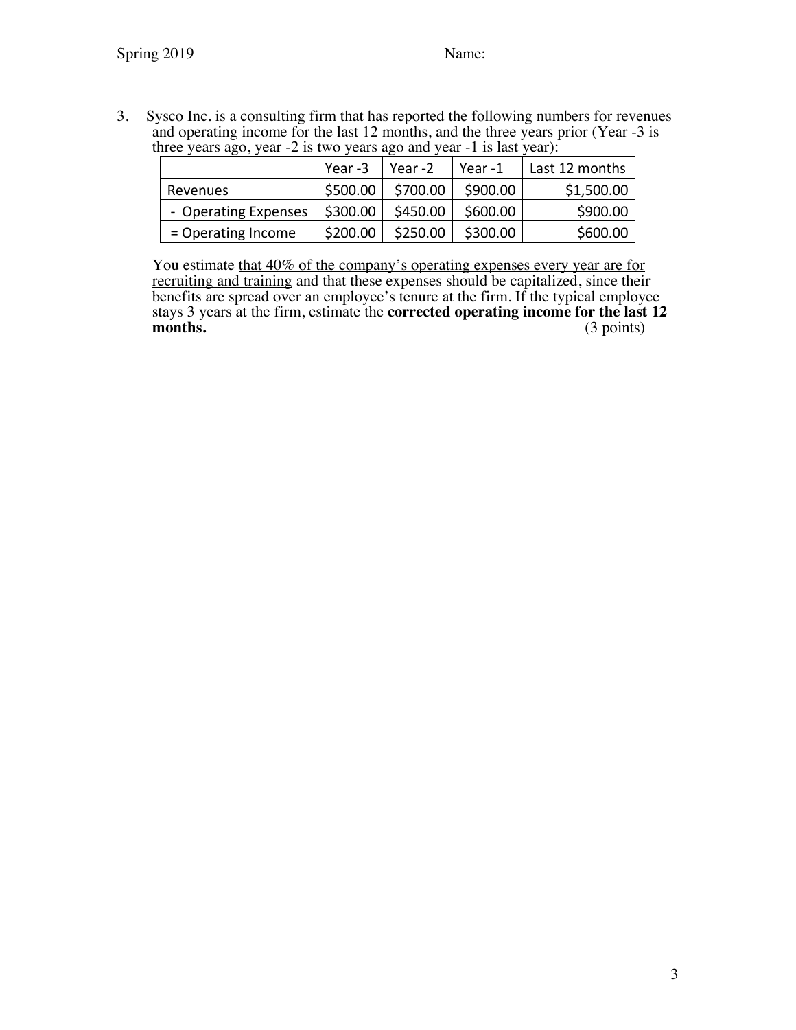3. Sysco Inc. is a consulting firm that has reported the following numbers for revenues and operating income for the last 12 months, and the three years prior (Year -3 is three years ago, year -2 is two years ago and year -1 is last year):

| | Year -3 | Year -2 | Year -1 | Last 12 months |
|---|---|---|---|---|
| Revenues | $500.00 | $700.00 | $900.00 | $1,500.00 |
| - Operating Expenses | $300.00 | $450.00 | $600.00 | $900.00 |
| = Operating Income | $200.00 | $250.00 | $300.00 | $600.00 |

You estimate that 40% of the company's operating expenses every year are for recruiting and training and that these expenses should be capitalized, since their benefits are spread over an employee's tenure at the firm. If the typical employee stays 3 years at the firm, estimate the **corrected operating income for the last 12 months.** (3 points)